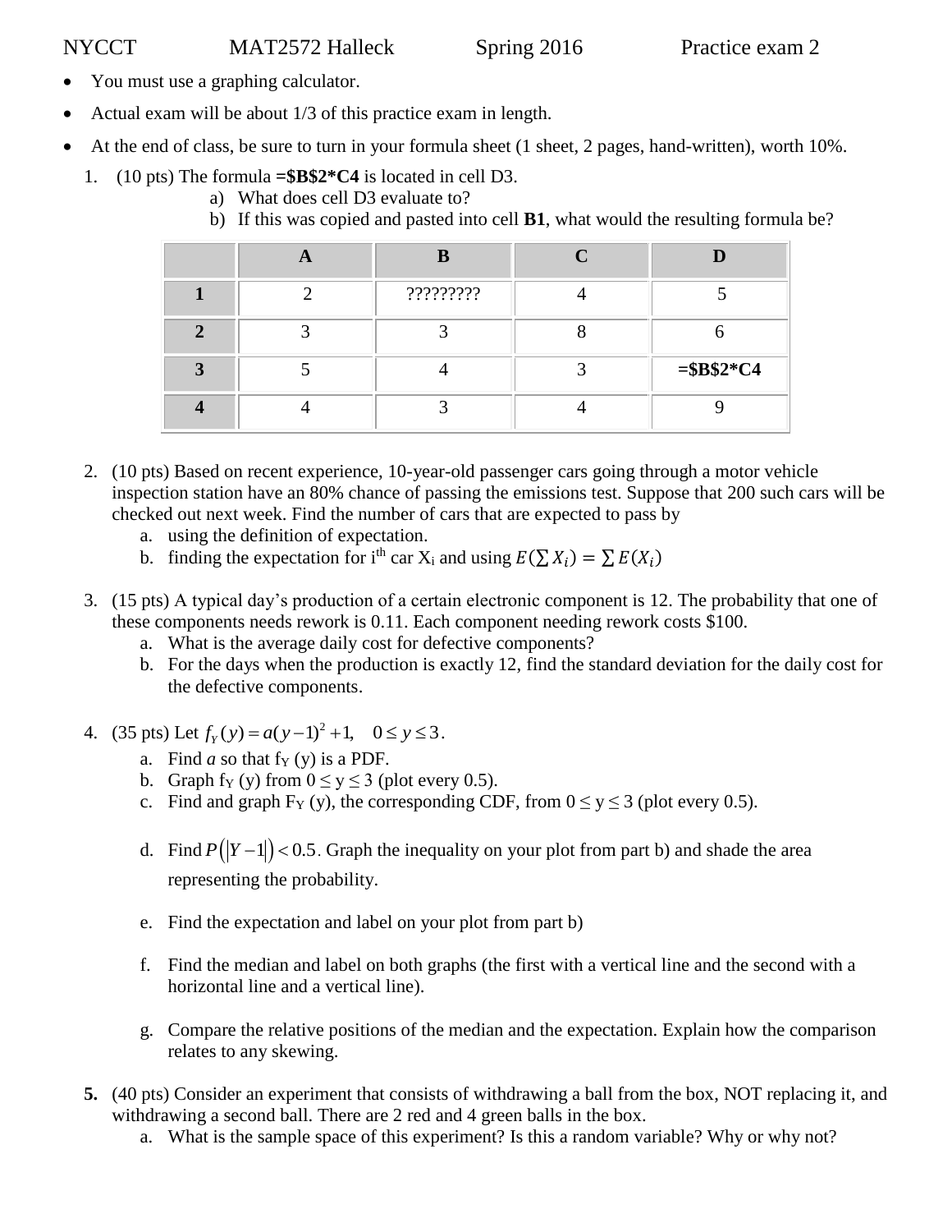NYCCT MAT2572 Halleck Spring 2016 Practice exam 2

- You must use a graphing calculator.
- Actual exam will be about 1/3 of this practice exam in length.
- At the end of class, be sure to turn in your formula sheet (1 sheet, 2 pages, hand-written), worth 10%.

1. (10 pts) The formula **=$B$2*C4** is located in cell D3.
   a) What does cell D3 evaluate to?
   b) If this was copied and pasted into cell **B1**, what would the resulting formula be?

| | A | B | C | D |
|---|---|---|---|---|
| **1** | 2 | ????????? | 4 | 5 |
| **2** | 3 | 3 | 8 | 6 |
| **3** | 5 | 4 | 3 | **=$B$2*C4** |
| **4** | 4 | 3 | 4 | 9 |

2. (10 pts) Based on recent experience, 10-year-old passenger cars going through a motor vehicle inspection station have an 80% chance of passing the emissions test. Suppose that 200 such cars will be checked out next week. Find the number of cars that are expected to pass by
   a. using the definition of expectation.
   b. finding the expectation for i[th] car $X_i$ and using $E(\sum X_i) = \sum E(X_i)$

3. (15 pts) A typical day's production of a certain electronic component is 12. The probability that one of these components needs rework is 0.11. Each component needing rework costs $100.
   a. What is the average daily cost for defective components?
   b. For the days when the production is exactly 12, find the standard deviation for the daily cost for the defective components.

4. (35 pts) Let $f_Y(y) = a(y-1)^2 + 1, \quad 0 \le y \le 3$.
   a. Find *a* so that $f_Y(y)$ is a PDF.
   b. Graph $f_Y(y)$ from $0 \le y \le 3$ (plot every 0.5).
   c. Find and graph $F_Y(y)$, the corresponding CDF, from $0 \le y \le 3$ (plot every 0.5).
   d. Find $P(|Y-1|) < 0.5$. Graph the inequality on your plot from part b) and shade the area representing the probability.
   e. Find the expectation and label on your plot from part b)
   f. Find the median and label on both graphs (the first with a vertical line and the second with a horizontal line and a vertical line).
   g. Compare the relative positions of the median and the expectation. Explain how the comparison relates to any skewing.

5. **(40 pts)** Consider an experiment that consists of withdrawing a ball from the box, NOT replacing it, and withdrawing a second ball. There are 2 red and 4 green balls in the box.
   a. What is the sample space of this experiment? Is this a random variable? Why or why not?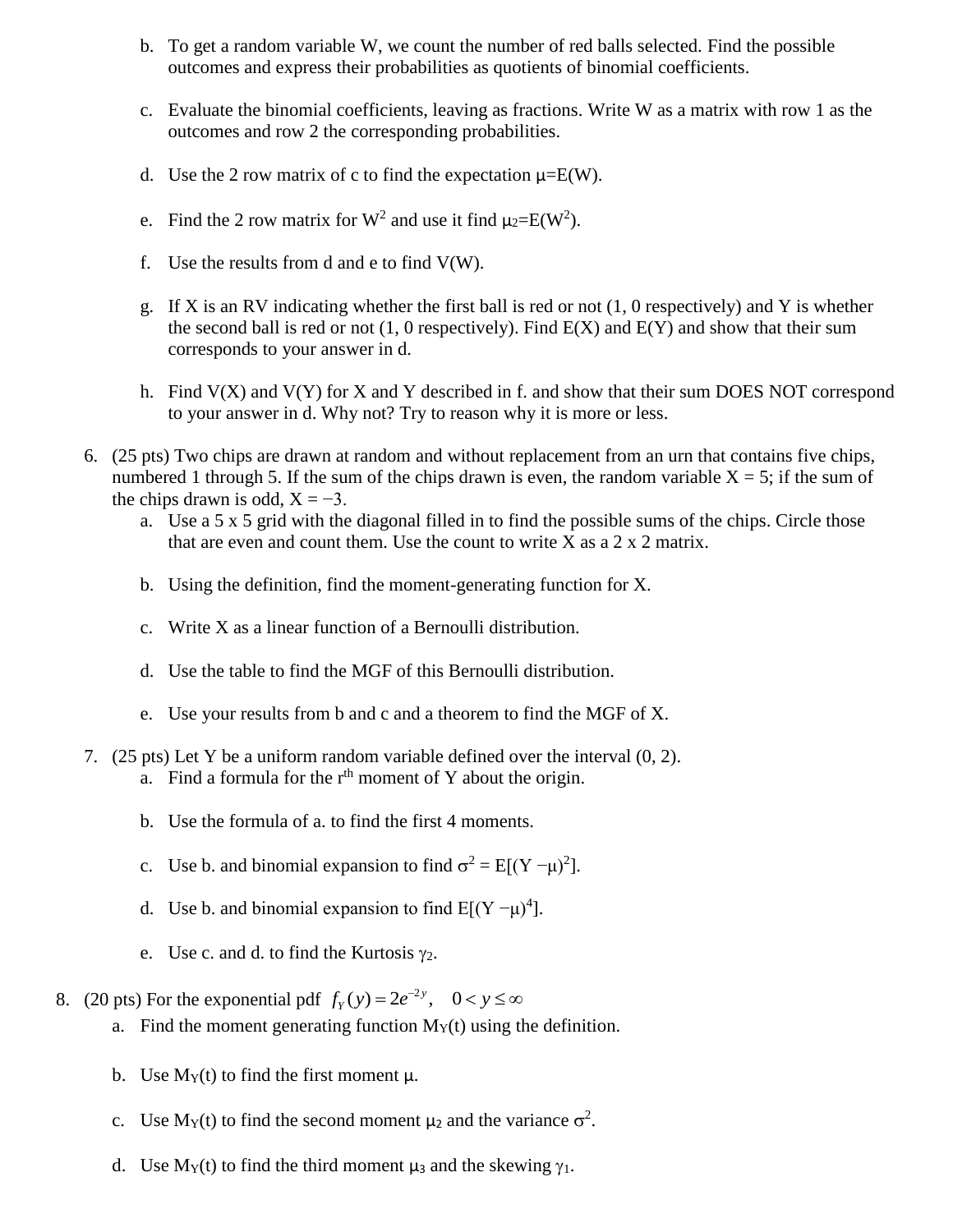b. To get a random variable W, we count the number of red balls selected. Find the possible outcomes and express their probabilities as quotients of binomial coefficients.

c. Evaluate the binomial coefficients, leaving as fractions. Write W as a matrix with row 1 as the outcomes and row 2 the corresponding probabilities.

d. Use the 2 row matrix of c to find the expectation $\mu = E(W)$.

e. Find the 2 row matrix for $W^2$ and use it find $\mu_2 = E(W^2)$.

f. Use the results from d and e to find V(W).

g. If X is an RV indicating whether the first ball is red or not (1, 0 respectively) and Y is whether the second ball is red or not (1, 0 respectively). Find E(X) and E(Y) and show that their sum corresponds to your answer in d.

h. Find V(X) and V(Y) for X and Y described in f. and show that their sum DOES NOT correspond to your answer in d. Why not? Try to reason why it is more or less.

6. (25 pts) Two chips are drawn at random and without replacement from an urn that contains five chips, numbered 1 through 5. If the sum of the chips drawn is even, the random variable X = 5; if the sum of the chips drawn is odd, X = −3.

   a. Use a 5 x 5 grid with the diagonal filled in to find the possible sums of the chips. Circle those that are even and count them. Use the count to write X as a 2 x 2 matrix.

   b. Using the definition, find the moment-generating function for X.

   c. Write X as a linear function of a Bernoulli distribution.

   d. Use the table to find the MGF of this Bernoulli distribution.

   e. Use your results from b and c and a theorem to find the MGF of X.

7. (25 pts) Let Y be a uniform random variable defined over the interval (0, 2).

   a. Find a formula for the $r^{th}$ moment of Y about the origin.

   b. Use the formula of a. to find the first 4 moments.

   c. Use b. and binomial expansion to find $\sigma^2 = E[(Y - \mu)^2]$.

   d. Use b. and binomial expansion to find $E[(Y - \mu)^4]$.

   e. Use c. and d. to find the Kurtosis $\gamma_2$.

8. (20 pts) For the exponential pdf $f_Y(y) = 2e^{-2y}, \quad 0 < y \leq \infty$

   a. Find the moment generating function $M_Y(t)$ using the definition.

   b. Use $M_Y(t)$ to find the first moment $\mu$.

   c. Use $M_Y(t)$ to find the second moment $\mu_2$ and the variance $\sigma^2$.

   d. Use $M_Y(t)$ to find the third moment $\mu_3$ and the skewing $\gamma_1$.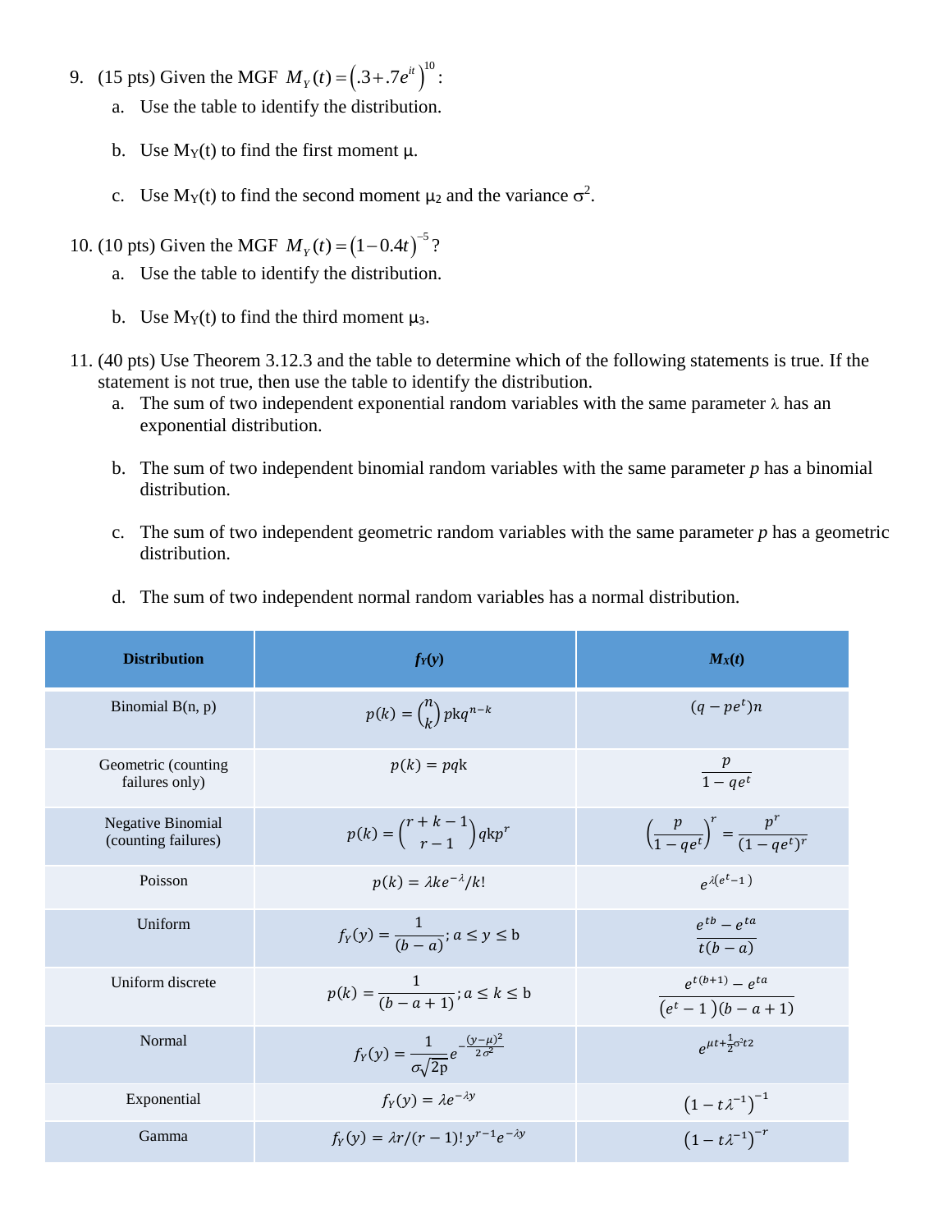9. (15 pts) Given the MGF $M_Y(t) = \left(.3 + .7e^{it}\right)^{10}$:
   a. Use the table to identify the distribution.

   b. Use $M_Y(t)$ to find the first moment μ.

   c. Use $M_Y(t)$ to find the second moment $\mu_2$ and the variance $\sigma^2$.

10. (10 pts) Given the MGF $M_Y(t) = (1 - 0.4t)^{-5}$?
    a. Use the table to identify the distribution.

    b. Use $M_Y(t)$ to find the third moment $\mu_3$.

11. (40 pts) Use Theorem 3.12.3 and the table to determine which of the following statements is true. If the statement is not true, then use the table to identify the distribution.
    a. The sum of two independent exponential random variables with the same parameter λ has an exponential distribution.

    b. The sum of two independent binomial random variables with the same parameter *p* has a binomial distribution.

    c. The sum of two independent geometric random variables with the same parameter *p* has a geometric distribution.

    d. The sum of two independent normal random variables has a normal distribution.

| **Distribution** | ***f*<sub></sub>** $f_Y(y)$ | $M_X(t)$ |
|---|---|---|
| Binomial B(n, p) | $p(k) = \binom{n}{k} \text{pk} q^{n-k}$ | $(q - pe^t)n$ |
| Geometric (counting failures only) | $p(k) = pq\text{k}$ | $\dfrac{p}{1 - qe^t}$ |
| Negative Binomial (counting failures) | $p(k) = \binom{r+k-1}{r-1} qkp^r$ | $\left(\dfrac{p}{1 - qe^t}\right)^r = \dfrac{p^r}{(1 - qe^t)^r}$ |
| Poisson | $p(k) = \lambda k e^{-\lambda}/k!$ | $e^{\lambda(e^t - 1)}$ |
| Uniform | $f_Y(y) = \dfrac{1}{(b-a)}; a \le y \le \text{b}$ | $\dfrac{e^{tb} - e^{ta}}{t(b-a)}$ |
| Uniform discrete | $p(k) = \dfrac{1}{(b - a + 1)}; a \le k \le \text{b}$ | $\dfrac{e^{t(b+1)} - e^{ta}}{(e^t - 1)(b - a + 1)}$ |
| Normal | $f_Y(y) = \dfrac{1}{\sigma\sqrt{2\text{p}}} e^{-\frac{(y-\mu)^2}{2\sigma^2}}$ | $e^{\mu t + \frac{1}{2}\sigma^2 t2}$ |
| Exponential | $f_Y(y) = \lambda e^{-\lambda y}$ | $\left(1 - t\lambda^{-1}\right)^{-1}$ |
| Gamma | $f_Y(y) = \lambda r/(r-1)!\, y^{r-1} e^{-\lambda y}$ | $\left(1 - t\lambda^{-1}\right)^{-r}$ |